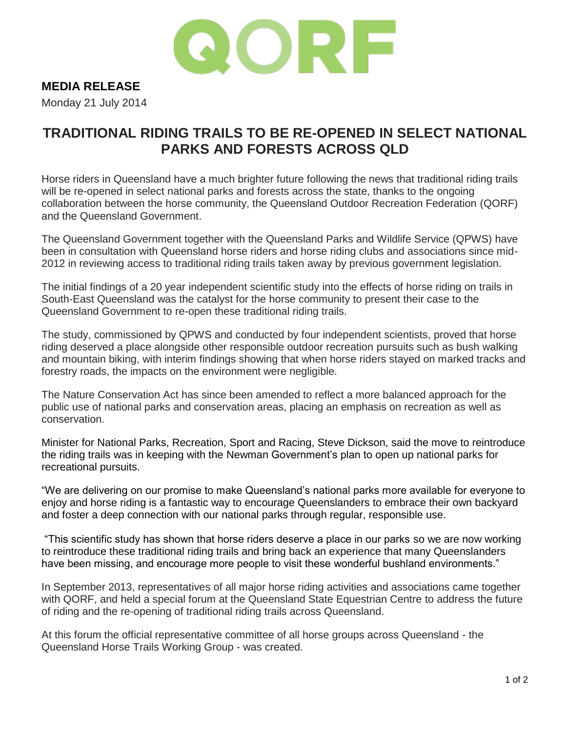QORF

**MEDIA RELEASE**

Monday 21 July 2014

# TRADITIONAL RIDING TRAILS TO BE RE-OPENED IN SELECT NATIONAL PARKS AND FORESTS ACROSS QLD

Horse riders in Queensland have a much brighter future following the news that traditional riding trails will be re-opened in select national parks and forests across the state, thanks to the ongoing collaboration between the horse community, the Queensland Outdoor Recreation Federation (QORF) and the Queensland Government.

The Queensland Government together with the Queensland Parks and Wildlife Service (QPWS) have been in consultation with Queensland horse riders and horse riding clubs and associations since mid-2012 in reviewing access to traditional riding trails taken away by previous government legislation.

The initial findings of a 20 year independent scientific study into the effects of horse riding on trails in South-East Queensland was the catalyst for the horse community to present their case to the Queensland Government to re-open these traditional riding trails.

The study, commissioned by QPWS and conducted by four independent scientists, proved that horse riding deserved a place alongside other responsible outdoor recreation pursuits such as bush walking and mountain biking, with interim findings showing that when horse riders stayed on marked tracks and forestry roads, the impacts on the environment were negligible.

The Nature Conservation Act has since been amended to reflect a more balanced approach for the public use of national parks and conservation areas, placing an emphasis on recreation as well as conservation.

Minister for National Parks, Recreation, Sport and Racing, Steve Dickson, said the move to reintroduce the riding trails was in keeping with the Newman Government's plan to open up national parks for recreational pursuits.

"We are delivering on our promise to make Queensland's national parks more available for everyone to enjoy and horse riding is a fantastic way to encourage Queenslanders to embrace their own backyard and foster a deep connection with our national parks through regular, responsible use.

"This scientific study has shown that horse riders deserve a place in our parks so we are now working to reintroduce these traditional riding trails and bring back an experience that many Queenslanders have been missing, and encourage more people to visit these wonderful bushland environments."

In September 2013, representatives of all major horse riding activities and associations came together with QORF, and held a special forum at the Queensland State Equestrian Centre to address the future of riding and the re-opening of traditional riding trails across Queensland.

At this forum the official representative committee of all horse groups across Queensland - the Queensland Horse Trails Working Group - was created.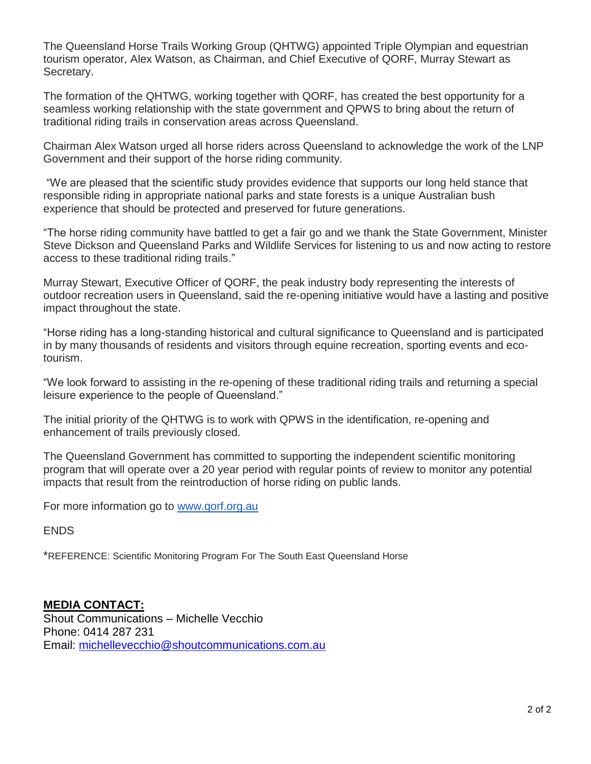The Queensland Horse Trails Working Group (QHTWG) appointed Triple Olympian and equestrian tourism operator, Alex Watson, as Chairman, and Chief Executive of QORF, Murray Stewart as Secretary.

The formation of the QHTWG, working together with QORF, has created the best opportunity for a seamless working relationship with the state government and QPWS to bring about the return of traditional riding trails in conservation areas across Queensland.

Chairman Alex Watson urged all horse riders across Queensland to acknowledge the work of the LNP Government and their support of the horse riding community.

"We are pleased that the scientific study provides evidence that supports our long held stance that responsible riding in appropriate national parks and state forests is a unique Australian bush experience that should be protected and preserved for future generations.

"The horse riding community have battled to get a fair go and we thank the State Government, Minister Steve Dickson and Queensland Parks and Wildlife Services for listening to us and now acting to restore access to these traditional riding trails."

Murray Stewart, Executive Officer of QORF, the peak industry body representing the interests of outdoor recreation users in Queensland, said the re-opening initiative would have a lasting and positive impact throughout the state.

"Horse riding has a long-standing historical and cultural significance to Queensland and is participated in by many thousands of residents and visitors through equine recreation, sporting events and eco-tourism.

"We look forward to assisting in the re-opening of these traditional riding trails and returning a special leisure experience to the people of Queensland."

The initial priority of the QHTWG is to work with QPWS in the identification, re-opening and enhancement of trails previously closed.

The Queensland Government has committed to supporting the independent scientific monitoring program that will operate over a 20 year period with regular points of review to monitor any potential impacts that result from the reintroduction of horse riding on public lands.

For more information go to [www.qorf.org.au](http://www.qorf.org.au)

ENDS

*REFERENCE: Scientific Monitoring Program For The South East Queensland Horse

**MEDIA CONTACT:**

Shout Communications – Michelle Vecchio
Phone: 0414 287 231
Email: [michellevecchio@shoutcommunications.com.au](mailto:michellevecchio@shoutcommunications.com.au)